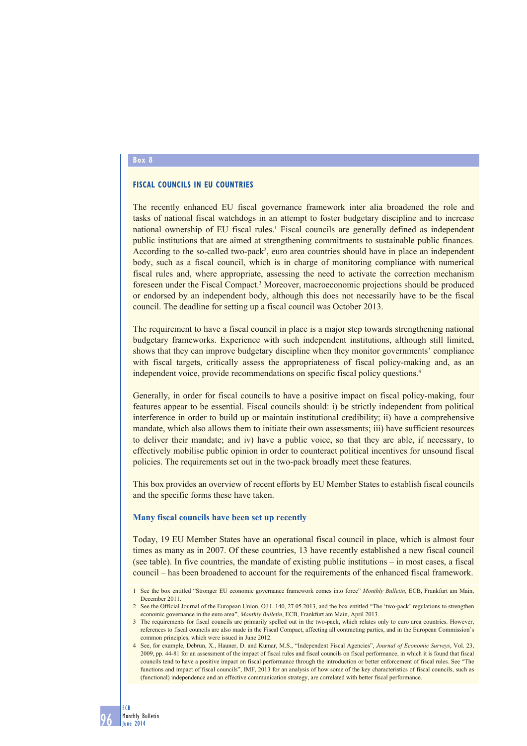**Box 8**

## FISCAL COUNCILS IN EU COUNTRIES

The recently enhanced EU fiscal governance framework inter alia broadened the role and tasks of national fiscal watchdogs in an attempt to foster budgetary discipline and to increase national ownership of EU fiscal rules.[1] Fiscal councils are generally defined as independent public institutions that are aimed at strengthening commitments to sustainable public finances. According to the so-called two-pack[2], euro area countries should have in place an independent body, such as a fiscal council, which is in charge of monitoring compliance with numerical fiscal rules and, where appropriate, assessing the need to activate the correction mechanism foreseen under the Fiscal Compact.[3] Moreover, macroeconomic projections should be produced or endorsed by an independent body, although this does not necessarily have to be the fiscal council. The deadline for setting up a fiscal council was October 2013.

The requirement to have a fiscal council in place is a major step towards strengthening national budgetary frameworks. Experience with such independent institutions, although still limited, shows that they can improve budgetary discipline when they monitor governments' compliance with fiscal targets, critically assess the appropriateness of fiscal policy-making and, as an independent voice, provide recommendations on specific fiscal policy questions.[4]

Generally, in order for fiscal councils to have a positive impact on fiscal policy-making, four features appear to be essential. Fiscal councils should: i) be strictly independent from political interference in order to build up or maintain institutional credibility; ii) have a comprehensive mandate, which also allows them to initiate their own assessments; iii) have sufficient resources to deliver their mandate; and iv) have a public voice, so that they are able, if necessary, to effectively mobilise public opinion in order to counteract political incentives for unsound fiscal policies. The requirements set out in the two-pack broadly meet these features.

This box provides an overview of recent efforts by EU Member States to establish fiscal councils and the specific forms these have taken.

### Many fiscal councils have been set up recently

Today, 19 EU Member States have an operational fiscal council in place, which is almost four times as many as in 2007. Of these countries, 13 have recently established a new fiscal council (see table). In five countries, the mandate of existing public institutions – in most cases, a fiscal council – has been broadened to account for the requirements of the enhanced fiscal framework.

1 See the box entitled "Stronger EU economic governance framework comes into force" *Monthly Bulletin*, ECB, Frankfurt am Main, December 2011.

2 See the Official Journal of the European Union, OJ L 140, 27.05.2013, and the box entitled "The 'two-pack' regulations to strengthen economic governance in the euro area", *Monthly Bulletin*, ECB, Frankfurt am Main, April 2013.

3 The requirements for fiscal councils are primarily spelled out in the two-pack, which relates only to euro area countries. However, references to fiscal councils are also made in the Fiscal Compact, affecting all contracting parties, and in the European Commission's common principles, which were issued in June 2012.

4 See, for example, Debrun, X., Hauner, D. and Kumar, M.S., "Independent Fiscal Agencies", *Journal of Economic Surveys*, Vol. 23, 2009, pp. 44-81 for an assessment of the impact of fiscal rules and fiscal councils on fiscal performance, in which it is found that fiscal councils tend to have a positive impact on fiscal performance through the introduction or better enforcement of fiscal rules. See "The functions and impact of fiscal councils", IMF, 2013 for an analysis of how some of the key characteristics of fiscal councils, such as (functional) independence and an effective communication strategy, are correlated with better fiscal performance.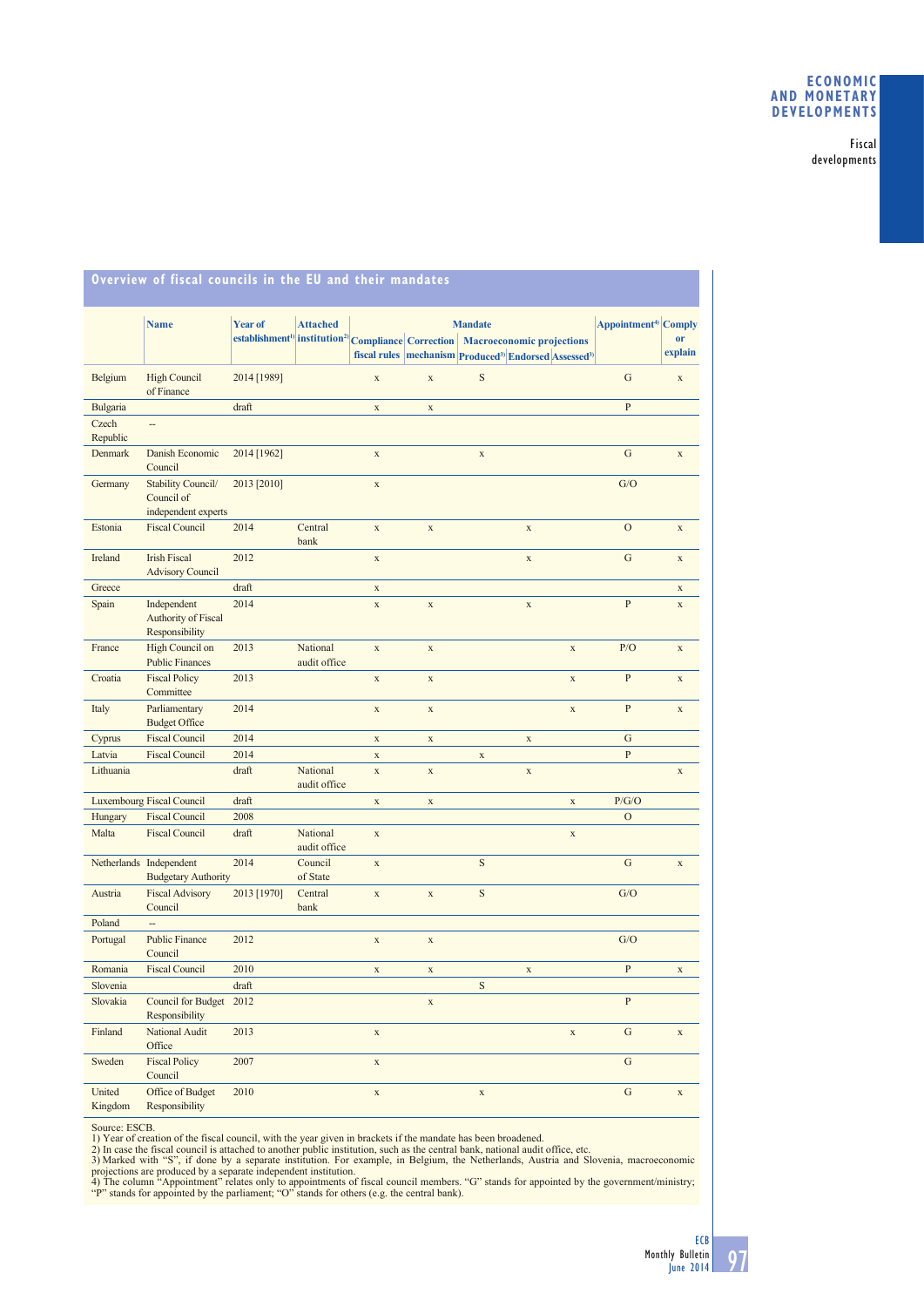## Overview of fiscal councils in the EU and their mandates

| | Name | Year of establishment[1] | Attached institution[2] | Mandate | | | | | Appointment[4] | Comply or explain |
|---|---|---|---|---|---|---|---|---|---|---|
| | | | | Compliance fiscal rules | Correction mechanism | Macroeconomic projections | | | | |
| | | | | | | Produced[3] | Endorsed | Assessed[3] | | |
| Belgium | High Council of Finance | 2014 [1989] | | x | x | S | | | G | x |
| Bulgaria | | draft | | x | x | | | | P | |
| Czech Republic | -- | | | | | | | | | |
| Denmark | Danish Economic Council | 2014 [1962] | | x | | x | | | G | x |
| Germany | Stability Council/ Council of independent experts | 2013 [2010] | | x | | | | | G/O | |
| Estonia | Fiscal Council | 2014 | Central bank | x | x | | x | | O | x |
| Ireland | Irish Fiscal Advisory Council | 2012 | | x | | | x | | G | x |
| Greece | | draft | | x | | | | | | x |
| Spain | Independent Authority of Fiscal Responsibility | 2014 | | x | x | | x | | P | x |
| France | High Council on Public Finances | 2013 | National audit office | x | x | | | x | P/O | x |
| Croatia | Fiscal Policy Committee | 2013 | | x | x | | | x | P | x |
| Italy | Parliamentary Budget Office | 2014 | | x | x | | | x | P | x |
| Cyprus | Fiscal Council | 2014 | | x | x | | x | | G | |
| Latvia | Fiscal Council | 2014 | | x | | x | | | P | |
| Lithuania | | draft | National audit office | x | x | | x | | | x |
| Luxembourg | Fiscal Council | draft | | x | x | | | x | P/G/O | |
| Hungary | Fiscal Council | 2008 | | | | | | | O | |
| Malta | Fiscal Council | draft | National audit office | x | | | | x | | |
| Netherlands | Independent Budgetary Authority | 2014 | Council of State | x | | S | | | G | x |
| Austria | Fiscal Advisory Council | 2013 [1970] | Central bank | x | x | S | | | G/O | |
| Poland | -- | | | | | | | | | |
| Portugal | Public Finance Council | 2012 | | x | x | | | | G/O | |
| Romania | Fiscal Council | 2010 | | x | x | | x | | P | x |
| Slovenia | | draft | | | | S | | | | |
| Slovakia | Council for Budget Responsibility | 2012 | | | x | | | | P | |
| Finland | National Audit Office | 2013 | | x | | | | x | G | x |
| Sweden | Fiscal Policy Council | 2007 | | x | | | | | G | |
| United Kingdom | Office of Budget Responsibility | 2010 | | x | | x | | | G | x |

Source: ESCB.
1) Year of creation of the fiscal council, with the year given in brackets if the mandate has been broadened.
2) In case the fiscal council is attached to another public institution, such as the central bank, national audit office, etc.
3) Marked with "S", if done by a separate institution. For example, in Belgium, the Netherlands, Austria and Slovenia, macroeconomic projections are produced by a separate independent institution.
4) The column "Appointment" relates only to appointments of fiscal council members. "G" stands for appointed by the government/ministry; "P" stands for appointed by the parliament; "O" stands for others (e.g. the central bank).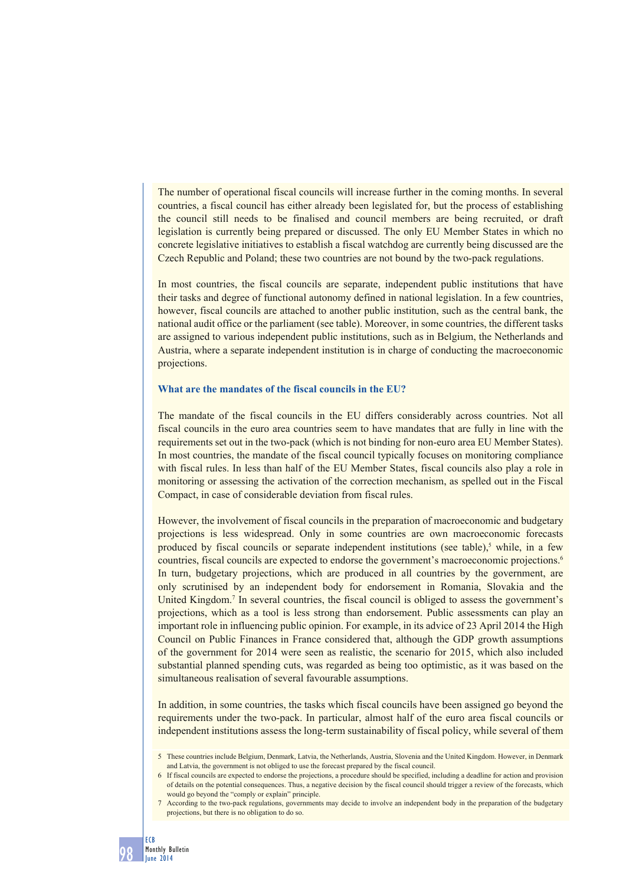The number of operational fiscal councils will increase further in the coming months. In several countries, a fiscal council has either already been legislated for, but the process of establishing the council still needs to be finalised and council members are being recruited, or draft legislation is currently being prepared or discussed. The only EU Member States in which no concrete legislative initiatives to establish a fiscal watchdog are currently being discussed are the Czech Republic and Poland; these two countries are not bound by the two-pack regulations.

In most countries, the fiscal councils are separate, independent public institutions that have their tasks and degree of functional autonomy defined in national legislation. In a few countries, however, fiscal councils are attached to another public institution, such as the central bank, the national audit office or the parliament (see table). Moreover, in some countries, the different tasks are assigned to various independent public institutions, such as in Belgium, the Netherlands and Austria, where a separate independent institution is in charge of conducting the macroeconomic projections.

### What are the mandates of the fiscal councils in the EU?

The mandate of the fiscal councils in the EU differs considerably across countries. Not all fiscal councils in the euro area countries seem to have mandates that are fully in line with the requirements set out in the two-pack (which is not binding for non-euro area EU Member States). In most countries, the mandate of the fiscal council typically focuses on monitoring compliance with fiscal rules. In less than half of the EU Member States, fiscal councils also play a role in monitoring or assessing the activation of the correction mechanism, as spelled out in the Fiscal Compact, in case of considerable deviation from fiscal rules.

However, the involvement of fiscal councils in the preparation of macroeconomic and budgetary projections is less widespread. Only in some countries are own macroeconomic forecasts produced by fiscal councils or separate independent institutions (see table),[5] while, in a few countries, fiscal councils are expected to endorse the government's macroeconomic projections.[6] In turn, budgetary projections, which are produced in all countries by the government, are only scrutinised by an independent body for endorsement in Romania, Slovakia and the United Kingdom.[7] In several countries, the fiscal council is obliged to assess the government's projections, which as a tool is less strong than endorsement. Public assessments can play an important role in influencing public opinion. For example, in its advice of 23 April 2014 the High Council on Public Finances in France considered that, although the GDP growth assumptions of the government for 2014 were seen as realistic, the scenario for 2015, which also included substantial planned spending cuts, was regarded as being too optimistic, as it was based on the simultaneous realisation of several favourable assumptions.

In addition, in some countries, the tasks which fiscal councils have been assigned go beyond the requirements under the two-pack. In particular, almost half of the euro area fiscal councils or independent institutions assess the long-term sustainability of fiscal policy, while several of them

5 These countries include Belgium, Denmark, Latvia, the Netherlands, Austria, Slovenia and the United Kingdom. However, in Denmark and Latvia, the government is not obliged to use the forecast prepared by the fiscal council.

6 If fiscal councils are expected to endorse the projections, a procedure should be specified, including a deadline for action and provision of details on the potential consequences. Thus, a negative decision by the fiscal council should trigger a review of the forecasts, which would go beyond the "comply or explain" principle.

7 According to the two-pack regulations, governments may decide to involve an independent body in the preparation of the budgetary projections, but there is no obligation to do so.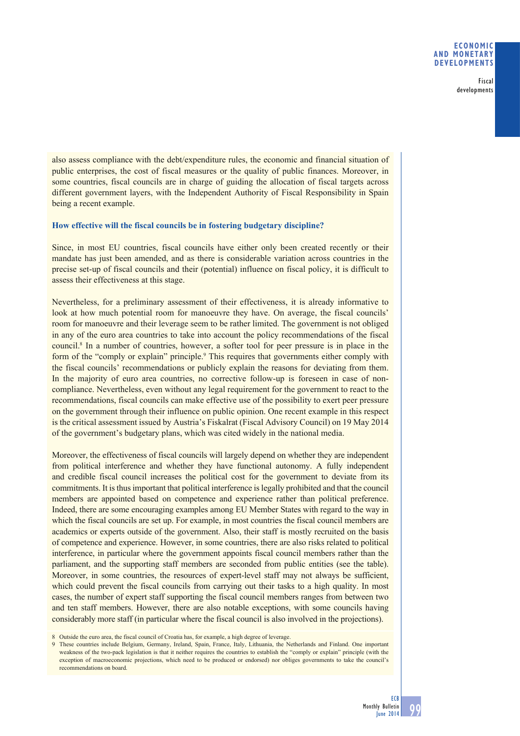also assess compliance with the debt/expenditure rules, the economic and financial situation of public enterprises, the cost of fiscal measures or the quality of public finances. Moreover, in some countries, fiscal councils are in charge of guiding the allocation of fiscal targets across different government layers, with the Independent Authority of Fiscal Responsibility in Spain being a recent example.

### How effective will the fiscal councils be in fostering budgetary discipline?

Since, in most EU countries, fiscal councils have either only been created recently or their mandate has just been amended, and as there is considerable variation across countries in the precise set-up of fiscal councils and their (potential) influence on fiscal policy, it is difficult to assess their effectiveness at this stage.

Nevertheless, for a preliminary assessment of their effectiveness, it is already informative to look at how much potential room for manoeuvre they have. On average, the fiscal councils' room for manoeuvre and their leverage seem to be rather limited. The government is not obliged in any of the euro area countries to take into account the policy recommendations of the fiscal council.[8] In a number of countries, however, a softer tool for peer pressure is in place in the form of the "comply or explain" principle.[9] This requires that governments either comply with the fiscal councils' recommendations or publicly explain the reasons for deviating from them. In the majority of euro area countries, no corrective follow-up is foreseen in case of non-compliance. Nevertheless, even without any legal requirement for the government to react to the recommendations, fiscal councils can make effective use of the possibility to exert peer pressure on the government through their influence on public opinion. One recent example in this respect is the critical assessment issued by Austria's Fiskalrat (Fiscal Advisory Council) on 19 May 2014 of the government's budgetary plans, which was cited widely in the national media.

Moreover, the effectiveness of fiscal councils will largely depend on whether they are independent from political interference and whether they have functional autonomy. A fully independent and credible fiscal council increases the political cost for the government to deviate from its commitments. It is thus important that political interference is legally prohibited and that the council members are appointed based on competence and experience rather than political preference. Indeed, there are some encouraging examples among EU Member States with regard to the way in which the fiscal councils are set up. For example, in most countries the fiscal council members are academics or experts outside of the government. Also, their staff is mostly recruited on the basis of competence and experience. However, in some countries, there are also risks related to political interference, in particular where the government appoints fiscal council members rather than the parliament, and the supporting staff members are seconded from public entities (see the table). Moreover, in some countries, the resources of expert-level staff may not always be sufficient, which could prevent the fiscal councils from carrying out their tasks to a high quality. In most cases, the number of expert staff supporting the fiscal council members ranges from between two and ten staff members. However, there are also notable exceptions, with some councils having considerably more staff (in particular where the fiscal council is also involved in the projections).

---

8 Outside the euro area, the fiscal council of Croatia has, for example, a high degree of leverage.

9 These countries include Belgium, Germany, Ireland, Spain, France, Italy, Lithuania, the Netherlands and Finland. One important weakness of the two-pack legislation is that it neither requires the countries to establish the "comply or explain" principle (with the exception of macroeconomic projections, which need to be produced or endorsed) nor obliges governments to take the council's recommendations on board.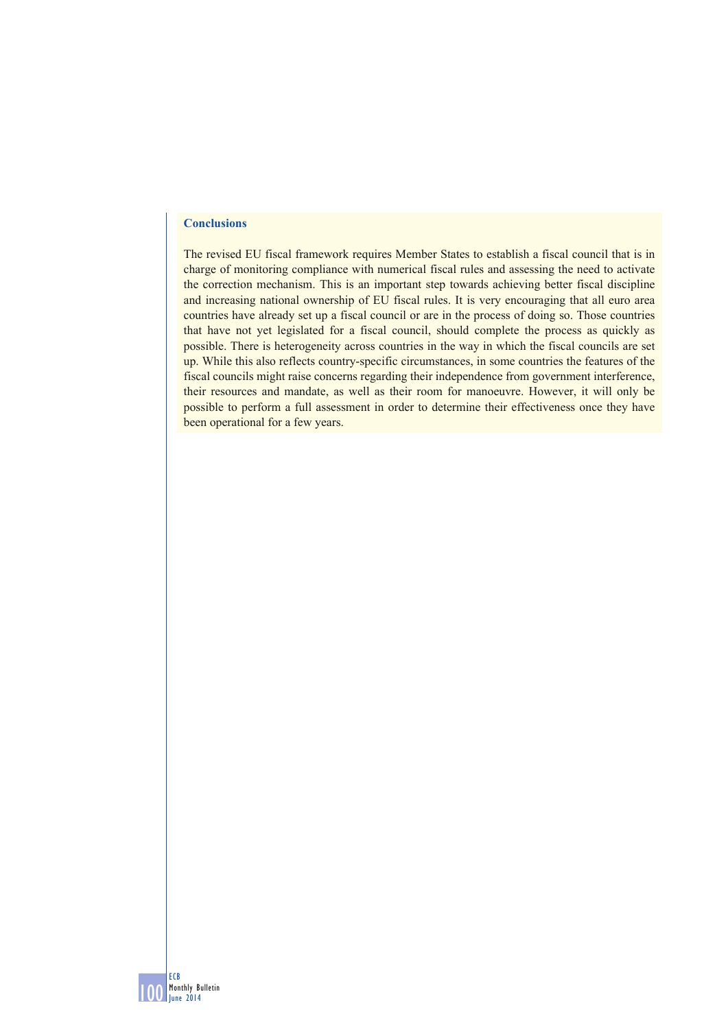### Conclusions

The revised EU fiscal framework requires Member States to establish a fiscal council that is in charge of monitoring compliance with numerical fiscal rules and assessing the need to activate the correction mechanism. This is an important step towards achieving better fiscal discipline and increasing national ownership of EU fiscal rules. It is very encouraging that all euro area countries have already set up a fiscal council or are in the process of doing so. Those countries that have not yet legislated for a fiscal council, should complete the process as quickly as possible. There is heterogeneity across countries in the way in which the fiscal councils are set up. While this also reflects country-specific circumstances, in some countries the features of the fiscal councils might raise concerns regarding their independence from government interference, their resources and mandate, as well as their room for manoeuvre. However, it will only be possible to perform a full assessment in order to determine their effectiveness once they have been operational for a few years.